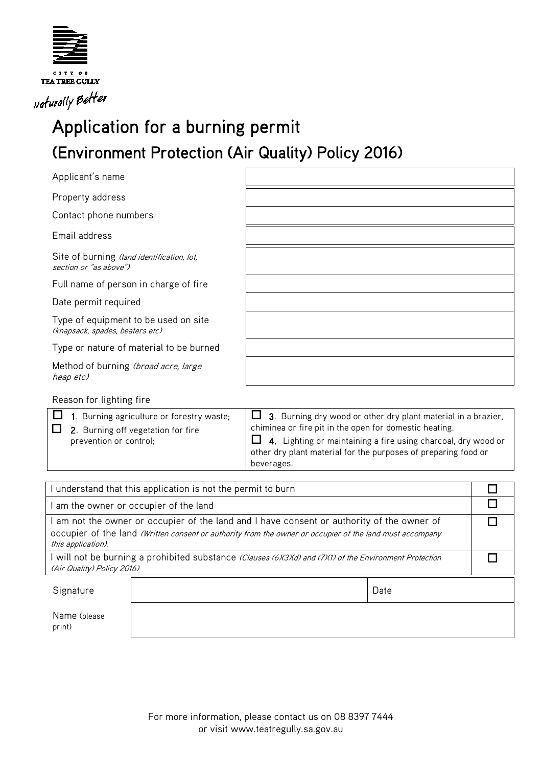CITY OF TEA TREE GULLY

*Naturally Better*

# Application for a burning permit

## (Environment Protection (Air Quality) Policy 2016)

| | |
|---|---|
| Applicant's name | |
| Property address | |
| Contact phone numbers | |
| Email address | |
| Site of burning *(land identification, lot, section or "as above")* | |
| Full name of person in charge of fire | |
| Date permit required | |
| Type of equipment to be used on site *(knapsack, spades, beaters etc)* | |
| Type or nature of material to be burned | |
| Method of burning *(broad acre, large heap etc)* | |

Reason for lighting fire

| | |
|---|---|
| ☐ 1. Burning agriculture or forestry waste;<br>☐ 2. Burning off vegetation for fire prevention or control; | ☐ **3**. Burning dry wood or other dry plant material in a brazier, chiminea or fire pit in the open for domestic heating.<br>☐ **4.** Lighting or maintaining a fire using charcoal, dry wood or other dry plant material for the purposes of preparing food or beverages. |

| | |
|---|---|
| I understand that this application is not the permit to burn | ☐ |
| I am the owner or occupier of the land | ☐ |
| I am not the owner or occupier of the land and I have consent or authority of the owner of occupier of the land *(Written consent or authority from the owner or occupier of the land must accompany this application).* | ☐ |
| I will not be burning a prohibited substance *(Clauses (6)(3)(d) and (7)(1) of the Environment Protection (Air Quality) Policy 2016)* | ☐ |

| | | | |
|---|---|---|---|
| Signature | | Date | |
| Name (please print) | | | |

For more information, please contact us on 08 8397 7444
or visit www.teatreegully.sa.gov.au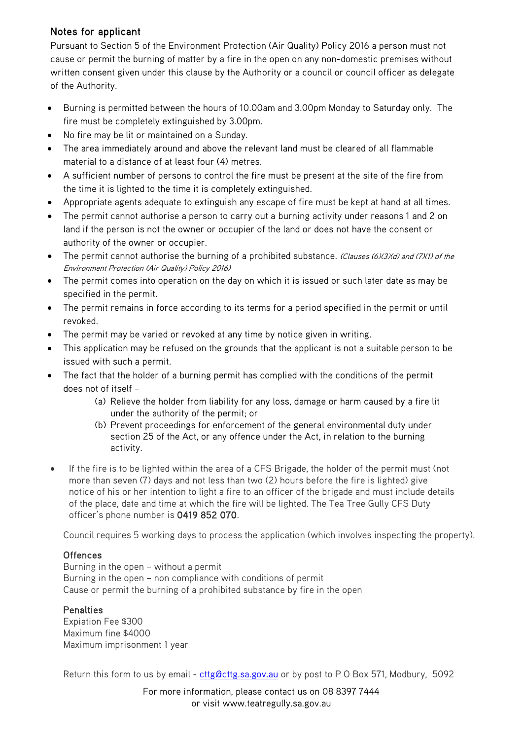## Notes for applicant

Pursuant to Section 5 of the Environment Protection (Air Quality) Policy 2016 a person must not cause or permit the burning of matter by a fire in the open on any non-domestic premises without written consent given under this clause by the Authority or a council or council officer as delegate of the Authority.

- Burning is permitted between the hours of 10.00am and 3.00pm Monday to Saturday only. The fire must be completely extinguished by 3.00pm.
- No fire may be lit or maintained on a Sunday.
- The area immediately around and above the relevant land must be cleared of all flammable material to a distance of at least four (4) metres.
- A sufficient number of persons to control the fire must be present at the site of the fire from the time it is lighted to the time it is completely extinguished.
- Appropriate agents adequate to extinguish any escape of fire must be kept at hand at all times.
- The permit cannot authorise a person to carry out a burning activity under reasons 1 and 2 on land if the person is not the owner or occupier of the land or does not have the consent or authority of the owner or occupier.
- The permit cannot authorise the burning of a prohibited substance. *(Clauses (6)(3)(d) and (7)(1) of the Environment Protection (Air Quality) Policy 2016)*
- The permit comes into operation on the day on which it is issued or such later date as may be specified in the permit.
- The permit remains in force according to its terms for a period specified in the permit or until revoked.
- The permit may be varied or revoked at any time by notice given in writing.
- This application may be refused on the grounds that the applicant is not a suitable person to be issued with such a permit.
- The fact that the holder of a burning permit has complied with the conditions of the permit does not of itself –
  - (a) Relieve the holder from liability for any loss, damage or harm caused by a fire lit under the authority of the permit; or
  - (b) Prevent proceedings for enforcement of the general environmental duty under section 25 of the Act, or any offence under the Act, in relation to the burning activity.
- If the fire is to be lighted within the area of a CFS Brigade, the holder of the permit must (not more than seven (7) days and not less than two (2) hours before the fire is lighted) give notice of his or her intention to light a fire to an officer of the brigade and must include details of the place, date and time at which the fire will be lighted. The Tea Tree Gully CFS Duty officer's phone number is **0419 852 070**.

Council requires 5 working days to process the application (which involves inspecting the property).

### Offences

Burning in the open – without a permit
Burning in the open – non compliance with conditions of permit
Cause or permit the burning of a prohibited substance by fire in the open

### Penalties

Expiation Fee $300
Maximum fine $4000
Maximum imprisonment 1 year

Return this form to us by email - cttg@cttg.sa.gov.au or by post to P O Box 571, Modbury, 5092

For more information, please contact us on 08 8397 7444
or visit www.teatreegully.sa.gov.au